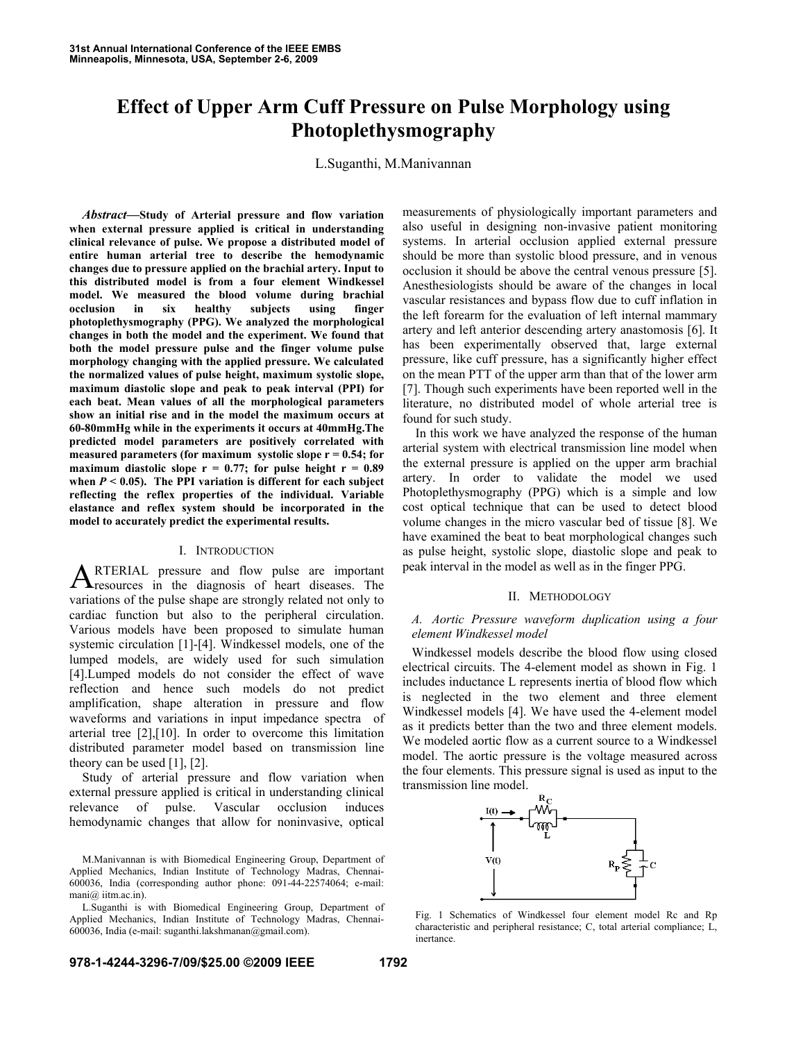# Effect of Upper Arm Cuff Pressure on Pulse Morphology using Photoplethysmography

L.Suganthi, M.Manivannan

***Abstract*—Study of Arterial pressure and flow variation when external pressure applied is critical in understanding clinical relevance of pulse. We propose a distributed model of entire human arterial tree to describe the hemodynamic changes due to pressure applied on the brachial artery. Input to this distributed model is from a four element Windkessel model. We measured the blood volume during brachial occlusion in six healthy subjects using finger photoplethysmography (PPG). We analyzed the morphological changes in both the model and the experiment. We found that both the model pressure pulse and the finger volume pulse morphology changing with the applied pressure. We calculated the normalized values of pulse height, maximum systolic slope, maximum diastolic slope and peak to peak interval (PPI) for each beat. Mean values of all the morphological parameters show an initial rise and in the model the maximum occurs at 60-80mmHg while in the experiments it occurs at 40mmHg.The predicted model parameters are positively correlated with measured parameters (for maximum systolic slope r = 0.54; for maximum diastolic slope r = 0.77; for pulse height r = 0.89 when *P* < 0.05). The PPI variation is different for each subject reflecting the reflex properties of the individual. Variable elastance and reflex system should be incorporated in the model to accurately predict the experimental results.**

## I. Introduction

ARTERIAL pressure and flow pulse are important resources in the diagnosis of heart diseases. The variations of the pulse shape are strongly related not only to cardiac function but also to the peripheral circulation. Various models have been proposed to simulate human systemic circulation [1]-[4]. Windkessel models, one of the lumped models, are widely used for such simulation [4].Lumped models do not consider the effect of wave reflection and hence such models do not predict amplification, shape alteration in pressure and flow waveforms and variations in input impedance spectra of arterial tree [2],[10]. In order to overcome this limitation distributed parameter model based on transmission line theory can be used [1], [2].

Study of arterial pressure and flow variation when external pressure applied is critical in understanding clinical relevance of pulse. Vascular occlusion induces hemodynamic changes that allow for noninvasive, optical measurements of physiologically important parameters and also useful in designing non-invasive patient monitoring systems. In arterial occlusion applied external pressure should be more than systolic blood pressure, and in venous occlusion it should be above the central venous pressure [5]. Anesthesiologists should be aware of the changes in local vascular resistances and bypass flow due to cuff inflation in the left forearm for the evaluation of left internal mammary artery and left anterior descending artery anastomosis [6]. It has been experimentally observed that, large external pressure, like cuff pressure, has a significantly higher effect on the mean PTT of the upper arm than that of the lower arm [7]. Though such experiments have been reported well in the literature, no distributed model of whole arterial tree is found for such study.

In this work we have analyzed the response of the human arterial system with electrical transmission line model when the external pressure is applied on the upper arm brachial artery. In order to validate the model we used Photoplethysmography (PPG) which is a simple and low cost optical technique that can be used to detect blood volume changes in the micro vascular bed of tissue [8]. We have examined the beat to beat morphological changes such as pulse height, systolic slope, diastolic slope and peak to peak interval in the model as well as in the finger PPG.

## II. Methodology

### *A. Aortic Pressure waveform duplication using a four element Windkessel model*

Windkessel models describe the blood flow using closed electrical circuits. The 4-element model as shown in Fig. 1 includes inductance L represents inertia of blood flow which is neglected in the two element and three element Windkessel models [4]. We have used the 4-element model as it predicts better than the two and three element models. We modeled aortic flow as a current source to a Windkessel model. The aortic pressure is the voltage measured across the four elements. This pressure signal is used as input to the transmission line model.

Fig. 1 Schematics of Windkessel four element model Rc and Rp characteristic and peripheral resistance; C, total arterial compliance; L, inertance.

M.Manivannan is with Biomedical Engineering Group, Department of Applied Mechanics, Indian Institute of Technology Madras, Chennai-600036, India (corresponding author phone: 091-44-22574064; e-mail: mani@ iitm.ac.in).

L.Suganthi is with Biomedical Engineering Group, Department of Applied Mechanics, Indian Institute of Technology Madras, Chennai-600036, India (e-mail: suganthi.lakshmanan@gmail.com).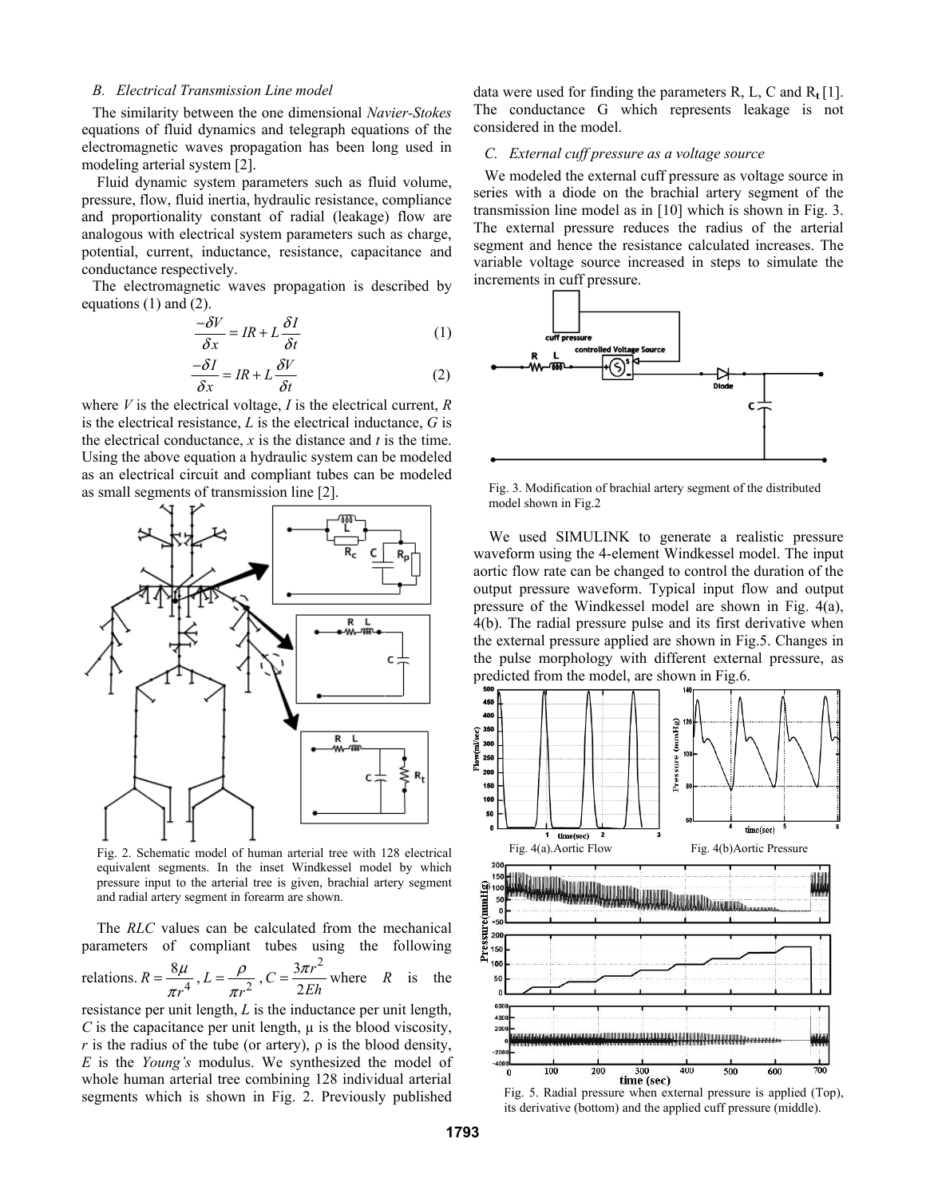### B. Electrical Transmission Line model

The similarity between the one dimensional *Navier-Stokes* equations of fluid dynamics and telegraph equations of the electromagnetic waves propagation has been long used in modeling arterial system [2].

Fluid dynamic system parameters such as fluid volume, pressure, flow, fluid inertia, hydraulic resistance, compliance and proportionality constant of radial (leakage) flow are analogous with electrical system parameters such as charge, potential, current, inductance, resistance, capacitance and conductance respectively.

The electromagnetic waves propagation is described by equations (1) and (2).

$$\frac{-\delta V}{\delta x} = IR + L\frac{\delta I}{\delta t} \quad (1)$$

$$\frac{-\delta I}{\delta x} = IR + L\frac{\delta V}{\delta t} \quad (2)$$

where *V* is the electrical voltage, *I* is the electrical current, *R* is the electrical resistance, *L* is the electrical inductance, *G* is the electrical conductance, *x* is the distance and *t* is the time. Using the above equation a hydraulic system can be modeled as an electrical circuit and compliant tubes can be modeled as small segments of transmission line [2].

Fig. 2. Schematic model of human arterial tree with 128 electrical equivalent segments. In the inset Windkessel model by which pressure input to the arterial tree is given, brachial artery segment and radial artery segment in forearm are shown.

The *RLC* values can be calculated from the mechanical parameters of compliant tubes using the following relations. $R = \frac{8\mu}{\pi r^4}$, $L = \frac{\rho}{\pi r^2}$, $C = \frac{3\pi r^2}{2Eh}$ where *R* is the resistance per unit length, *L* is the inductance per unit length, *C* is the capacitance per unit length, μ is the blood viscosity, *r* is the radius of the tube (or artery), ρ is the blood density, *E* is the *Young's* modulus. We synthesized the model of whole human arterial tree combining 128 individual arterial segments which is shown in Fig. 2. Previously published data were used for finding the parameters R, L, C and $R_t$ [1]. The conductance G which represents leakage is not considered in the model.

### C. External cuff pressure as a voltage source

We modeled the external cuff pressure as voltage source in series with a diode on the brachial artery segment of the transmission line model as in [10] which is shown in Fig. 3. The external pressure reduces the radius of the arterial segment and hence the resistance calculated increases. The variable voltage source increased in steps to simulate the increments in cuff pressure.

Fig. 3. Modification of brachial artery segment of the distributed model shown in Fig.2

We used SIMULINK to generate a realistic pressure waveform using the 4-element Windkessel model. The input aortic flow rate can be changed to control the duration of the output pressure waveform. Typical input flow and output pressure of the Windkessel model are shown in Fig. 4(a), 4(b). The radial pressure pulse and its first derivative when the external pressure applied are shown in Fig.5. Changes in the pulse morphology with different external pressure, as predicted from the model, are shown in Fig.6.

Fig. 4(a).Aortic Flow

Fig. 4(b)Aortic Pressure

Fig. 5. Radial pressure when external pressure is applied (Top), its derivative (bottom) and the applied cuff pressure (middle).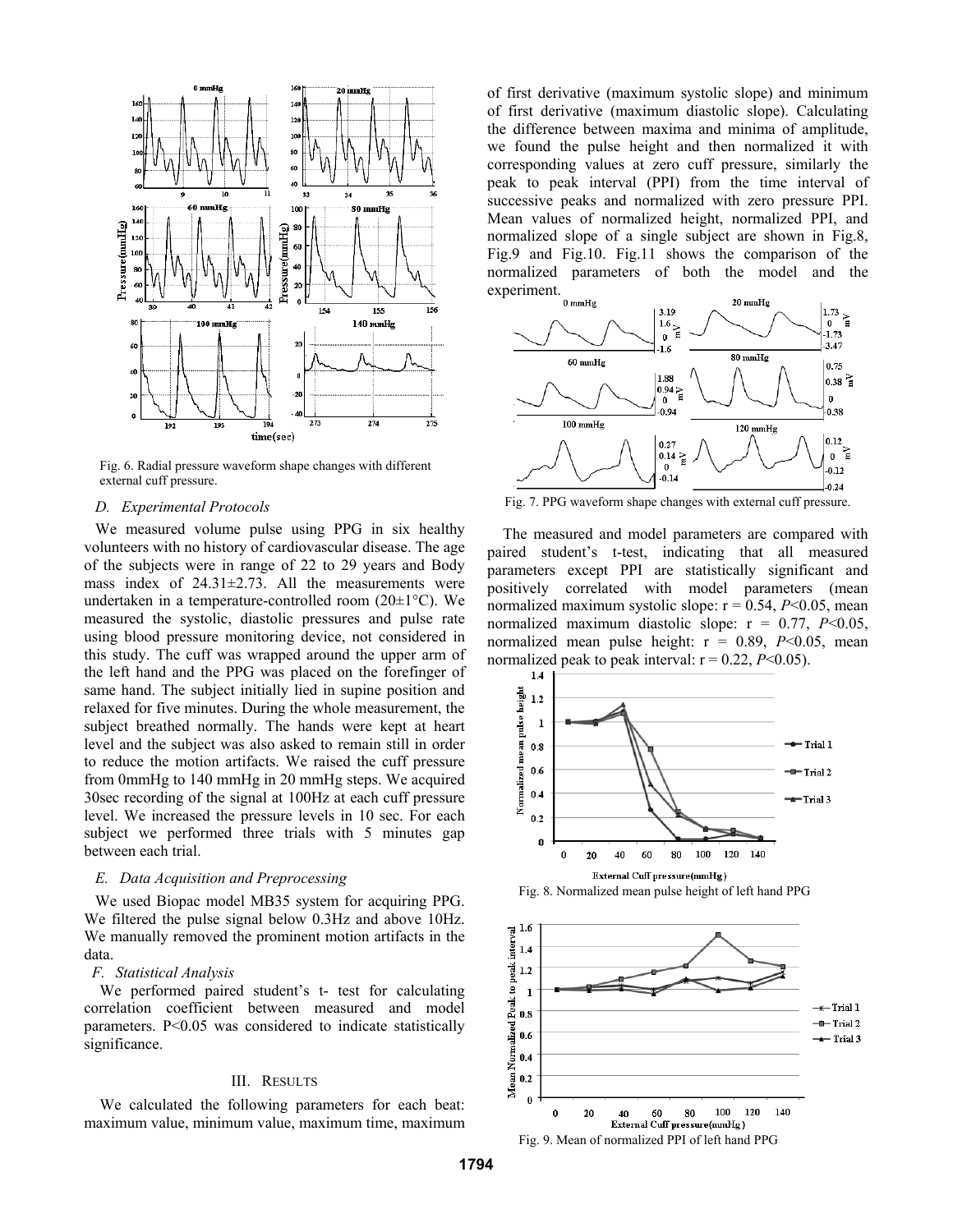Fig. 6. Radial pressure waveform shape changes with different external cuff pressure.

### D. Experimental Protocols

We measured volume pulse using PPG in six healthy volunteers with no history of cardiovascular disease. The age of the subjects were in range of 22 to 29 years and Body mass index of 24.31±2.73. All the measurements were undertaken in a temperature-controlled room (20±1°C). We measured the systolic, diastolic pressures and pulse rate using blood pressure monitoring device, not considered in this study. The cuff was wrapped around the upper arm of the left hand and the PPG was placed on the forefinger of same hand. The subject initially lied in supine position and relaxed for five minutes. During the whole measurement, the subject breathed normally. The hands were kept at heart level and the subject was also asked to remain still in order to reduce the motion artifacts. We raised the cuff pressure from 0mmHg to 140 mmHg in 20 mmHg steps. We acquired 30sec recording of the signal at 100Hz at each cuff pressure level. We increased the pressure levels in 10 sec. For each subject we performed three trials with 5 minutes gap between each trial.

### E. Data Acquisition and Preprocessing

We used Biopac model MB35 system for acquiring PPG. We filtered the pulse signal below 0.3Hz and above 10Hz. We manually removed the prominent motion artifacts in the data.

### F. Statistical Analysis

We performed paired student's t- test for calculating correlation coefficient between measured and model parameters. P<0.05 was considered to indicate statistically significance.

## III. Results

We calculated the following parameters for each beat: maximum value, minimum value, maximum time, maximum of first derivative (maximum systolic slope) and minimum of first derivative (maximum diastolic slope). Calculating the difference between maxima and minima of amplitude, we found the pulse height and then normalized it with corresponding values at zero cuff pressure, similarly the peak to peak interval (PPI) from the time interval of successive peaks and normalized with zero pressure PPI. Mean values of normalized height, normalized PPI, and normalized slope of a single subject are shown in Fig.8, Fig.9 and Fig.10. Fig.11 shows the comparison of the normalized parameters of both the model and the experiment.

Fig. 7. PPG waveform shape changes with external cuff pressure.

The measured and model parameters are compared with paired student's t-test, indicating that all measured parameters except PPI are statistically significant and positively correlated with model parameters (mean normalized maximum systolic slope: $r = 0.54$, $P<0.05$, mean normalized maximum diastolic slope: $r = 0.77$, $P<0.05$, normalized mean pulse height: $r = 0.89$, $P<0.05$, mean normalized peak to peak interval: $r = 0.22$, $P<0.05$).

Fig. 8. Normalized mean pulse height of left hand PPG

Fig. 9. Mean of normalized PPI of left hand PPG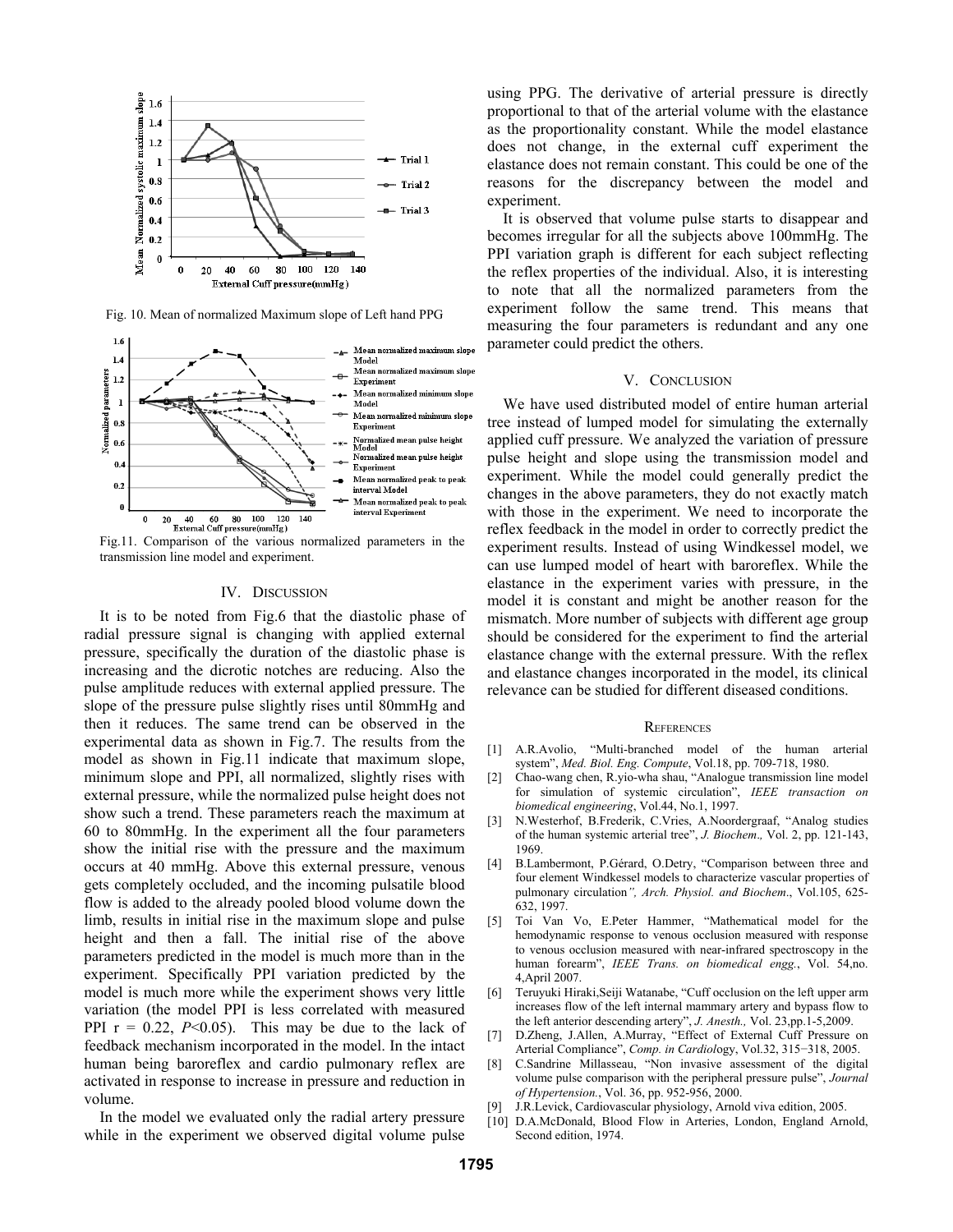Mean Normalized systolic maximum slope

1.6
1.4
1.2
1
0.8
0.6
0.4
0.2
0

0 20 40 60 80 100 120 140

External Cuff pressure(mmHg)

Trial 1
Trial 2
Trial 3

Fig. 10. Mean of normalized Maximum slope of Left hand PPG

Normalized parameters

1.6
1.4
1.2
1
0.8
0.6
0.4
0.2
0

0 20 40 60 80 100 120 140

External Cuff pressure(mmHg)

Mean normalized maximum slope Model
Mean normalized maximum slope Experiment
Mean normalized minimum slope Model
Mean normalized minimum slope Experiment
Normalized mean pulse height Model
Normalized mean pulse height Experiment
Mean normalized peak to peak interval Model
Mean normalized peak to peak interval Experiment

Fig.11. Comparison of the various normalized parameters in the transmission line model and experiment.

## IV. Discussion

It is to be noted from Fig.6 that the diastolic phase of radial pressure signal is changing with applied external pressure, specifically the duration of the diastolic phase is increasing and the dicrotic notches are reducing. Also the pulse amplitude reduces with external applied pressure. The slope of the pressure pulse slightly rises until 80mmHg and then it reduces. The same trend can be observed in the experimental data as shown in Fig.7. The results from the model as shown in Fig.11 indicate that maximum slope, minimum slope and PPI, all normalized, slightly rises with external pressure, while the normalized pulse height does not show such a trend. These parameters reach the maximum at 60 to 80mmHg. In the experiment all the four parameters show the initial rise with the pressure and the maximum occurs at 40 mmHg. Above this external pressure, venous gets completely occluded, and the incoming pulsatile blood flow is added to the already pooled blood volume down the limb, results in initial rise in the maximum slope and pulse height and then a fall. The initial rise of the above parameters predicted in the model is much more than in the experiment. Specifically PPI variation predicted by the model is much more while the experiment shows very little variation (the model PPI is less correlated with measured PPI $r = 0.22$, $P<0.05$). This may be due to the lack of feedback mechanism incorporated in the model. In the intact human being baroreflex and cardio pulmonary reflex are activated in response to increase in pressure and reduction in volume.

In the model we evaluated only the radial artery pressure while in the experiment we observed digital volume pulse using PPG. The derivative of arterial pressure is directly proportional to that of the arterial volume with the elastance as the proportionality constant. While the model elastance does not change, in the external cuff experiment the elastance does not remain constant. This could be one of the reasons for the discrepancy between the model and experiment.

It is observed that volume pulse starts to disappear and becomes irregular for all the subjects above 100mmHg. The PPI variation graph is different for each subject reflecting the reflex properties of the individual. Also, it is interesting to note that all the normalized parameters from the experiment follow the same trend. This means that measuring the four parameters is redundant and any one parameter could predict the others.

## V. Conclusion

We have used distributed model of entire human arterial tree instead of lumped model for simulating the externally applied cuff pressure. We analyzed the variation of pressure pulse height and slope using the transmission model and experiment. While the model could generally predict the changes in the above parameters, they do not exactly match with those in the experiment. We need to incorporate the reflex feedback in the model in order to correctly predict the experiment results. Instead of using Windkessel model, we can use lumped model of heart with baroreflex. While the elastance in the experiment varies with pressure, in the model it is constant and might be another reason for the mismatch. More number of subjects with different age group should be considered for the experiment to find the arterial elastance change with the external pressure. With the reflex and elastance changes incorporated in the model, its clinical relevance can be studied for different diseased conditions.

## References

[1] A.R.Avolio, "Multi-branched model of the human arterial system", *Med. Biol. Eng. Compute*, Vol.18, pp. 709-718, 1980.

[2] Chao-wang chen, R.yio-wha shau, "Analogue transmission line model for simulation of systemic circulation", *IEEE transaction on biomedical engineering*, Vol.44, No.1, 1997.

[3] N.Westerhof, B.Frederik, C.Vries, A.Noordergraaf, "Analog studies of the human systemic arterial tree", *J. Biochem.,* Vol. 2, pp. 121-143, 1969.

[4] B.Lambermont, P.Gérard, O.Detry, "Comparison between three and four element Windkessel models to characterize vascular properties of pulmonary circulation*", Arch. Physiol. and Biochem*., Vol.105, 625-632, 1997.

[5] Toi Van Vo, E.Peter Hammer, "Mathematical model for the hemodynamic response to venous occlusion measured with response to venous occlusion measured with near-infrared spectroscopy in the human forearm", *IEEE Trans. on biomedical engg.*, Vol. 54,no. 4,April 2007.

[6] Teruyuki Hiraki,Seiji Watanabe, "Cuff occlusion on the left upper arm increases flow of the left internal mammary artery and bypass flow to the left anterior descending artery", *J. Anesth.,* Vol. 23,pp.1-5,2009.

[7] D.Zheng, J.Allen, A.Murray, "Effect of External Cuff Pressure on Arterial Compliance", *Comp. in Cardiol*ogy, Vol.32, 315−318, 2005.

[8] C.Sandrine Millasseau, "Non invasive assessment of the digital volume pulse comparison with the peripheral pressure pulse", *Journal of Hypertension.*, Vol. 36, pp. 952-956, 2000.

[9] J.R.Levick, Cardiovascular physiology, Arnold viva edition, 2005.

[10] D.A.McDonald, Blood Flow in Arteries, London, England Arnold, Second edition, 1974.